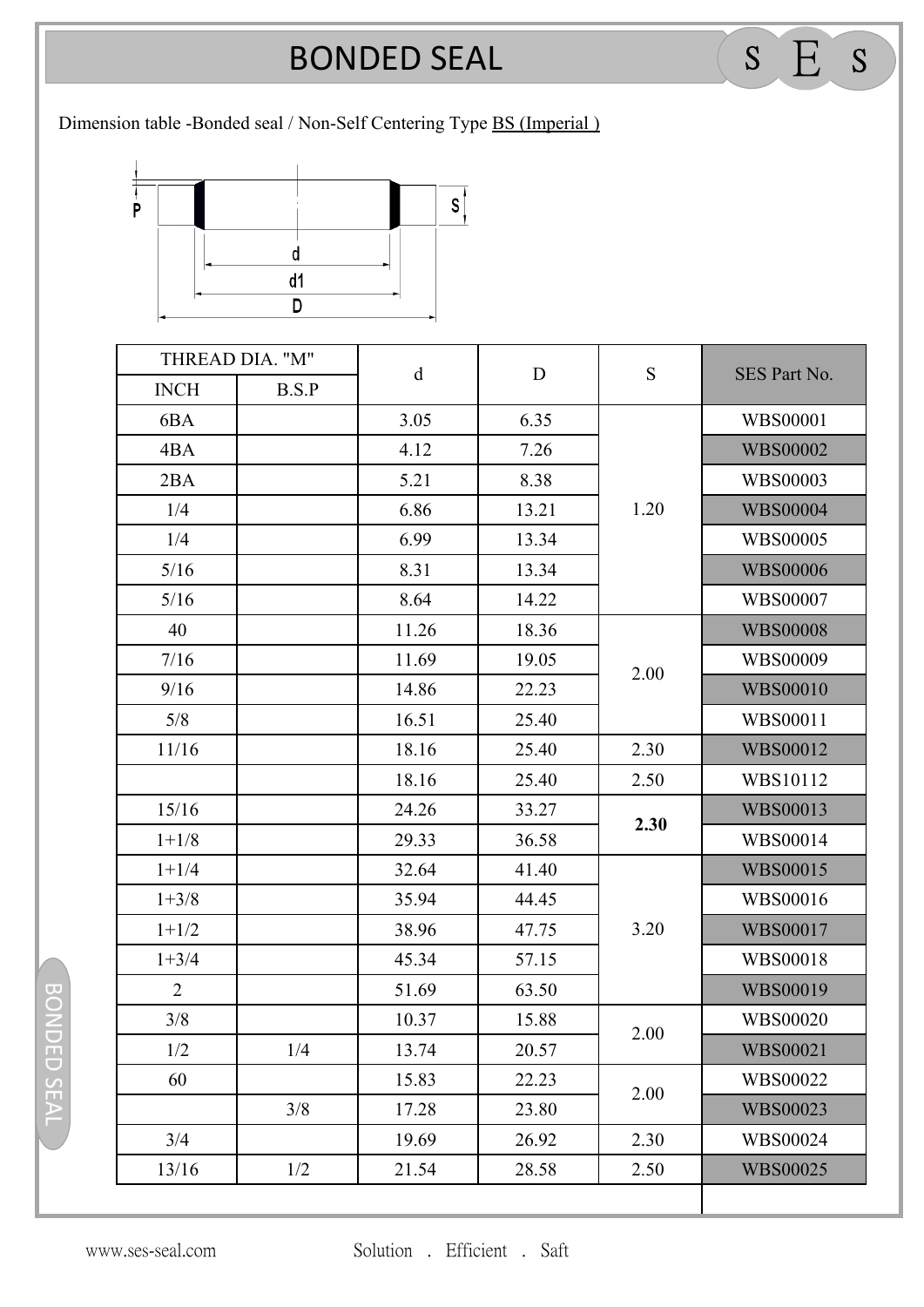# BONDED SEAL

Dimension table -Bonded seal / Non-Self Centering Type BS (Imperial )

| THREAD DIA. "M" | | d | D | S | SES Part No. |
|---|---|---|---|---|---|
| INCH | B.S.P | | | | |
| 6BA | | 3.05 | 6.35 | 1.20 | WBS00001 |
| 4BA | | 4.12 | 7.26 | | WBS00002 |
| 2BA | | 5.21 | 8.38 | | WBS00003 |
| 1/4 | | 6.86 | 13.21 | | WBS00004 |
| 1/4 | | 6.99 | 13.34 | | WBS00005 |
| 5/16 | | 8.31 | 13.34 | | WBS00006 |
| 5/16 | | 8.64 | 14.22 | | WBS00007 |
| 40 | | 11.26 | 18.36 | 2.00 | WBS00008 |
| 7/16 | | 11.69 | 19.05 | | WBS00009 |
| 9/16 | | 14.86 | 22.23 | | WBS00010 |
| 5/8 | | 16.51 | 25.40 | | WBS00011 |
| 11/16 | | 18.16 | 25.40 | 2.30 | WBS00012 |
| | | 18.16 | 25.40 | 2.50 | WBS10112 |
| 15/16 | | 24.26 | 33.27 | **2.30** | WBS00013 |
| 1+1/8 | | 29.33 | 36.58 | | WBS00014 |
| 1+1/4 | | 32.64 | 41.40 | 3.20 | WBS00015 |
| 1+3/8 | | 35.94 | 44.45 | | WBS00016 |
| 1+1/2 | | 38.96 | 47.75 | | WBS00017 |
| 1+3/4 | | 45.34 | 57.15 | | WBS00018 |
| 2 | | 51.69 | 63.50 | | WBS00019 |
| 3/8 | | 10.37 | 15.88 | 2.00 | WBS00020 |
| 1/2 | 1/4 | 13.74 | 20.57 | | WBS00021 |
| 60 | | 15.83 | 22.23 | 2.00 | WBS00022 |
| | 3/8 | 17.28 | 23.80 | | WBS00023 |
| 3/4 | | 19.69 | 26.92 | 2.30 | WBS00024 |
| 13/16 | 1/2 | 21.54 | 28.58 | 2.50 | WBS00025 |

www.ses-seal.com Solution . Efficient . Saft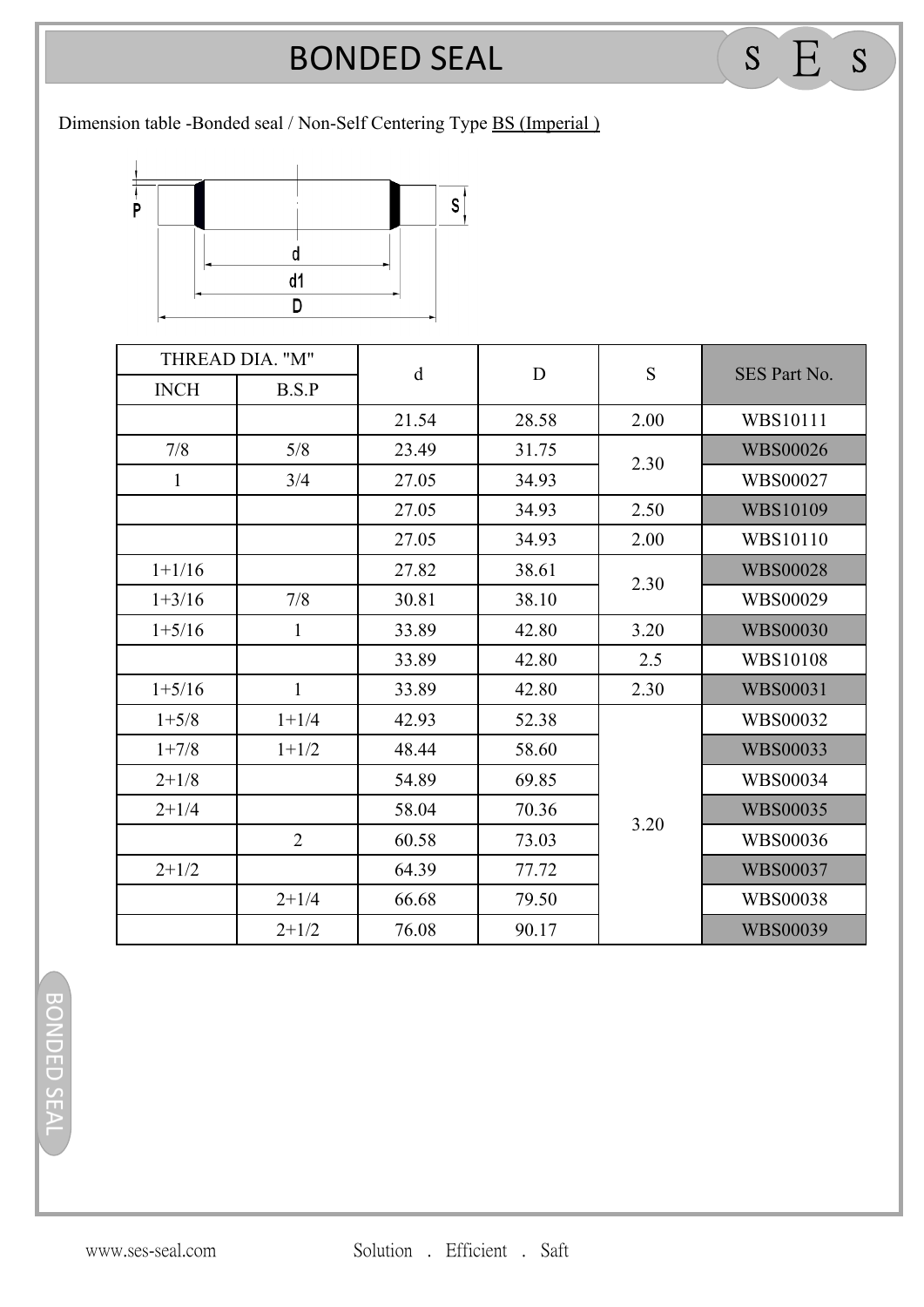# BONDED SEAL

Dimension table -Bonded seal / Non-Self Centering Type BS (Imperial )

P

S

d

d1

D

| THREAD DIA. "M" | | d | D | S | SES Part No. |
|---|---|---|---|---|---|
| INCH | B.S.P | | | | |
| | | 21.54 | 28.58 | 2.00 | WBS10111 |
| 7/8 | 5/8 | 23.49 | 31.75 | 2.30 | WBS00026 |
| 1 | 3/4 | 27.05 | 34.93 | 2.30 | WBS00027 |
| | | 27.05 | 34.93 | 2.50 | WBS10109 |
| | | 27.05 | 34.93 | 2.00 | WBS10110 |
| 1+1/16 | | 27.82 | 38.61 | 2.30 | WBS00028 |
| 1+3/16 | 7/8 | 30.81 | 38.10 | 2.30 | WBS00029 |
| 1+5/16 | 1 | 33.89 | 42.80 | 3.20 | WBS00030 |
| | | 33.89 | 42.80 | 2.5 | WBS10108 |
| 1+5/16 | 1 | 33.89 | 42.80 | 2.30 | WBS00031 |
| 1+5/8 | 1+1/4 | 42.93 | 52.38 | 3.20 | WBS00032 |
| 1+7/8 | 1+1/2 | 48.44 | 58.60 | 3.20 | WBS00033 |
| 2+1/8 | | 54.89 | 69.85 | 3.20 | WBS00034 |
| 2+1/4 | | 58.04 | 70.36 | 3.20 | WBS00035 |
| | 2 | 60.58 | 73.03 | 3.20 | WBS00036 |
| 2+1/2 | | 64.39 | 77.72 | 3.20 | WBS00037 |
| | 2+1/4 | 66.68 | 79.50 | 3.20 | WBS00038 |
| | 2+1/2 | 76.08 | 90.17 | 3.20 | WBS00039 |

www.ses-seal.com Solution . Efficient . Saft